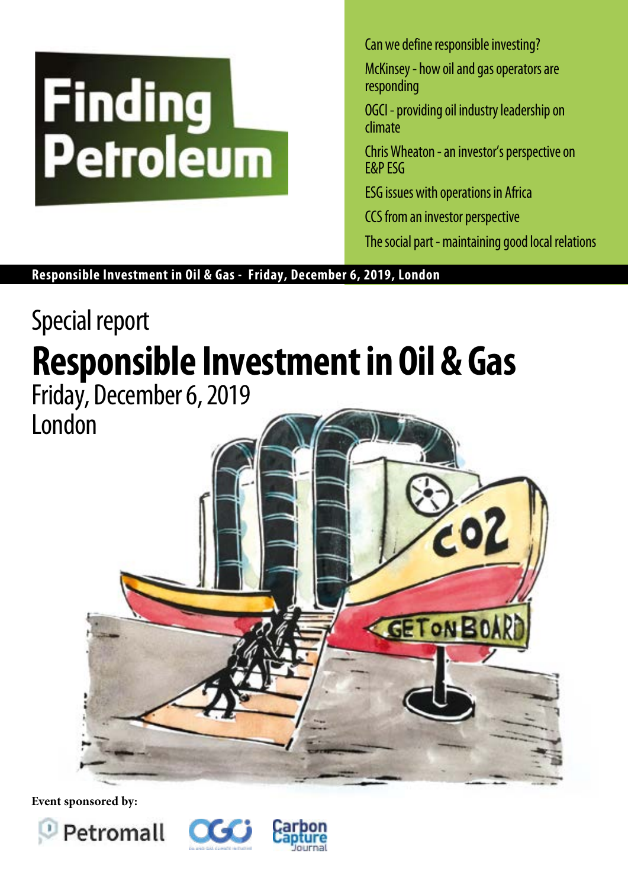# Finding Petroleum

- Can we define responsible investing?
- McKinsey - how oil and gas operators are responding
- OGCI - providing oil industry leadership on climate
- Chris Wheaton - an investor's perspective on E&P ESG
- ESG issues with operations in Africa
- CCS from an investor perspective
- The social part - maintaining good local relations

**Responsible Investment in Oil & Gas - Friday, December 6, 2019, London**

Special report

# Responsible Investment in Oil & Gas

Friday, December 6, 2019

London

**Event sponsored by:**

Petromall

OGCI

Carbon Capture Journal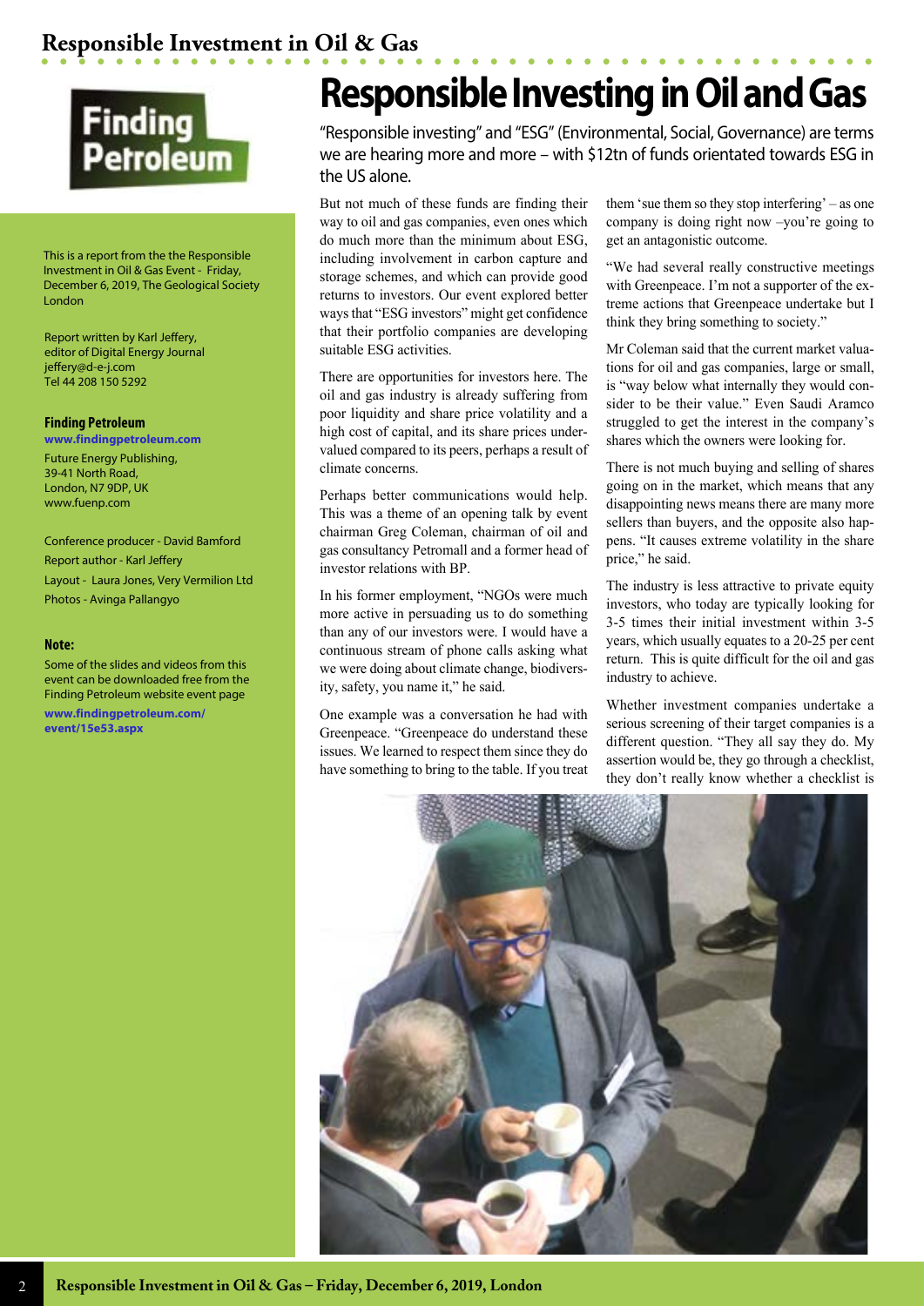# Responsible Investing in Oil and Gas

"Responsible investing" and "ESG" (Environmental, Social, Governance) are terms we are hearing more and more – with $12tn of funds orientated towards ESG in the US alone.

But not much of these funds are finding their way to oil and gas companies, even ones which do much more than the minimum about ESG, including involvement in carbon capture and storage schemes, and which can provide good returns to investors. Our event explored better ways that "ESG investors" might get confidence that their portfolio companies are developing suitable ESG activities.

There are opportunities for investors here. The oil and gas industry is already suffering from poor liquidity and share price volatility and a high cost of capital, and its share prices undervalued compared to its peers, perhaps a result of climate concerns.

Perhaps better communications would help. This was a theme of an opening talk by event chairman Greg Coleman, chairman of oil and gas consultancy Petromall and a former head of investor relations with BP.

In his former employment, "NGOs were much more active in persuading us to do something than any of our investors were. I would have a continuous stream of phone calls asking what we were doing about climate change, biodiversity, safety, you name it," he said.

One example was a conversation he had with Greenpeace. "Greenpeace do understand these issues. We learned to respect them since they do have something to bring to the table. If you treat them 'sue them so they stop interfering' – as one company is doing right now –you're going to get an antagonistic outcome.

"We had several really constructive meetings with Greenpeace. I'm not a supporter of the extreme actions that Greenpeace undertake but I think they bring something to society."

Mr Coleman said that the current market valuations for oil and gas companies, large or small, is "way below what internally they would consider to be their value." Even Saudi Aramco struggled to get the interest in the company's shares which the owners were looking for.

There is not much buying and selling of shares going on in the market, which means that any disappointing news means there are many more sellers than buyers, and the opposite also happens. "It causes extreme volatility in the share price," he said.

The industry is less attractive to private equity investors, who today are typically looking for 3-5 times their initial investment within 3-5 years, which usually equates to a 20-25 per cent return. This is quite difficult for the oil and gas industry to achieve.

Whether investment companies undertake a serious screening of their target companies is a different question. "They all say they do. My assertion would be, they go through a checklist, they don't really know whether a checklist is

---

This is a report from the the Responsible Investment in Oil & Gas Event - Friday, December 6, 2019, The Geological Society London

Report written by Karl Jeffery, editor of Digital Energy Journal jeffery@d-e-j.com Tel 44 208 150 5292

**Finding Petroleum**
**www.findingpetroleum.com**
Future Energy Publishing, 39-41 North Road, London, N7 9DP, UK
www.fuenp.com

Conference producer - David Bamford
Report author - Karl Jeffery
Layout - Laura Jones, Very Vermilion Ltd
Photos - Avinga Pallangyo

**Note:**
Some of the slides and videos from this event can be downloaded free from the Finding Petroleum website event page
**www.findingpetroleum.com/event/15e53.aspx**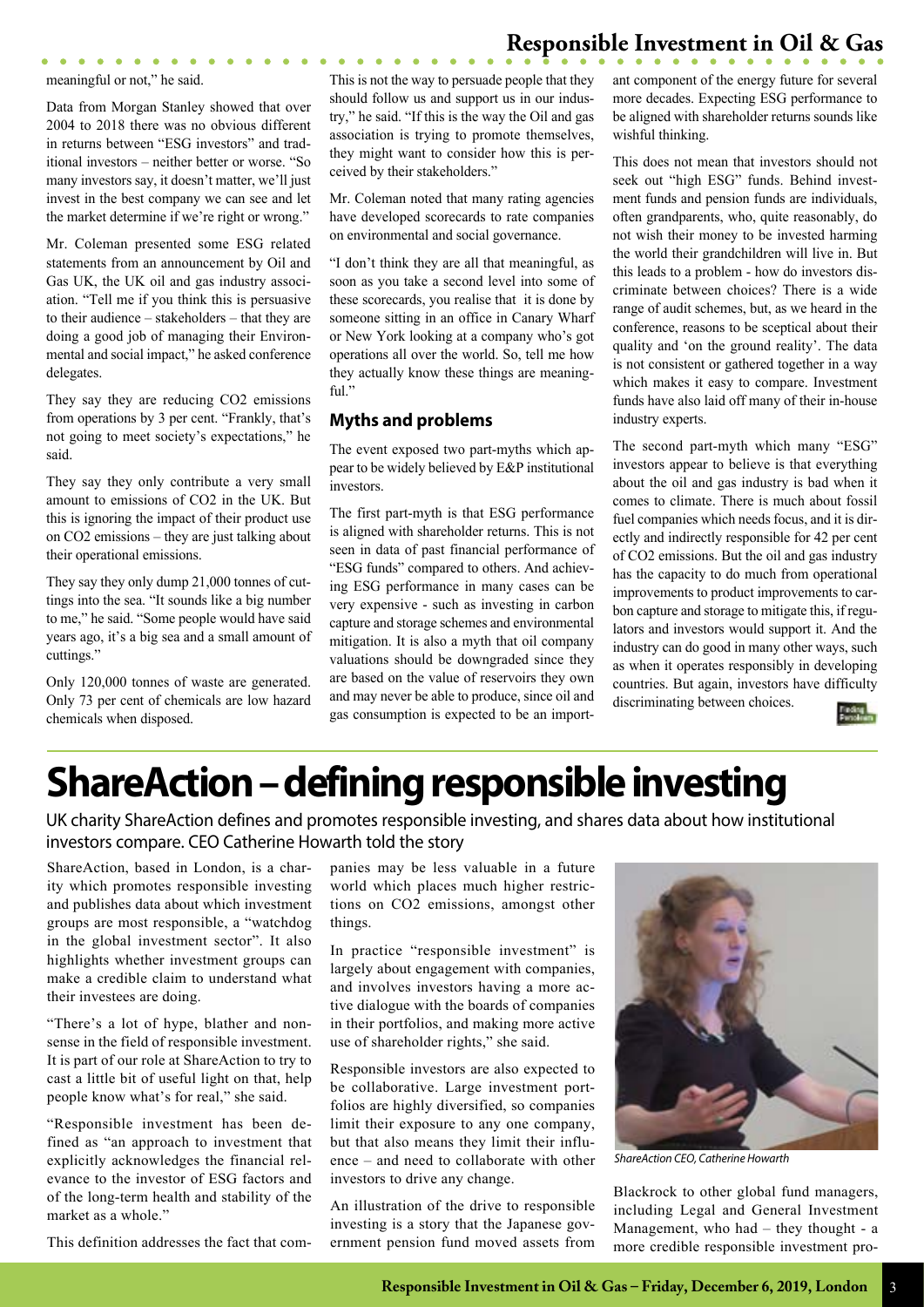meaningful or not," he said.

Data from Morgan Stanley showed that over 2004 to 2018 there was no obvious different in returns between "ESG investors" and traditional investors – neither better or worse. "So many investors say, it doesn't matter, we'll just invest in the best company we can see and let the market determine if we're right or wrong."

Mr. Coleman presented some ESG related statements from an announcement by Oil and Gas UK, the UK oil and gas industry association. "Tell me if you think this is persuasive to their audience – stakeholders – that they are doing a good job of managing their Environmental and social impact," he asked conference delegates.

They say they are reducing $CO_2$ emissions from operations by 3 per cent. "Frankly, that's not going to meet society's expectations," he said.

They say they only contribute a very small amount to emissions of $CO_2$ in the UK. But this is ignoring the impact of their product use on $CO_2$ emissions – they are just talking about their operational emissions.

They say they only dump 21,000 tonnes of cuttings into the sea. "It sounds like a big number to me," he said. "Some people would have said years ago, it's a big sea and a small amount of cuttings."

Only 120,000 tonnes of waste are generated. Only 73 per cent of chemicals are low hazard chemicals when disposed.

This is not the way to persuade people that they should follow us and support us in our industry," he said. "If this is the way the Oil and gas association is trying to promote themselves, they might want to consider how this is perceived by their stakeholders."

Mr. Coleman noted that many rating agencies have developed scorecards to rate companies on environmental and social governance.

"I don't think they are all that meaningful, as soon as you take a second level into some of these scorecards, you realise that it is done by someone sitting in an office in Canary Wharf or New York looking at a company who's got operations all over the world. So, tell me how they actually know these things are meaningful."

### Myths and problems

The event exposed two part-myths which appear to be widely believed by E&P institutional investors.

The first part-myth is that ESG performance is aligned with shareholder returns. This is not seen in data of past financial performance of "ESG funds" compared to others. And achieving ESG performance in many cases can be very expensive - such as investing in carbon capture and storage schemes and environmental mitigation. It is also a myth that oil company valuations should be downgraded since they are based on the value of reservoirs they own and may never be able to produce, since oil and gas consumption is expected to be an important component of the energy future for several more decades. Expecting ESG performance to be aligned with shareholder returns sounds like wishful thinking.

This does not mean that investors should not seek out "high ESG" funds. Behind investment funds and pension funds are individuals, often grandparents, who, quite reasonably, do not wish their money to be invested harming the world their grandchildren will live in. But this leads to a problem - how do investors discriminate between choices? There is a wide range of audit schemes, but, as we heard in the conference, reasons to be sceptical about their quality and 'on the ground reality'. The data is not consistent or gathered together in a way which makes it easy to compare. Investment funds have also laid off many of their in-house industry experts.

The second part-myth which many "ESG" investors appear to believe is that everything about the oil and gas industry is bad when it comes to climate. There is much about fossil fuel companies which needs focus, and it is directly and indirectly responsible for 42 per cent of $CO_2$ emissions. But the oil and gas industry has the capacity to do much from operational improvements to product improvements to carbon capture and storage to mitigate this, if regulators and investors would support it. And the industry can do good in many other ways, such as when it operates responsibly in developing countries. But again, investors have difficulty discriminating between choices.

# ShareAction – defining responsible investing

UK charity ShareAction defines and promotes responsible investing, and shares data about how institutional investors compare. CEO Catherine Howarth told the story

ShareAction, based in London, is a charity which promotes responsible investing and publishes data about which investment groups are most responsible, a "watchdog in the global investment sector". It also highlights whether investment groups can make a credible claim to understand what their investees are doing.

"There's a lot of hype, blather and nonsense in the field of responsible investment. It is part of our role at ShareAction to try to cast a little bit of useful light on that, help people know what's for real," she said.

"Responsible investment has been defined as "an approach to investment that explicitly acknowledges the financial relevance to the investor of ESG factors and of the long-term health and stability of the market as a whole."

This definition addresses the fact that companies may be less valuable in a future world which places much higher restrictions on $CO_2$ emissions, amongst other things.

In practice "responsible investment" is largely about engagement with companies, and involves investors having a more active dialogue with the boards of companies in their portfolios, and making more active use of shareholder rights," she said.

Responsible investors are also expected to be collaborative. Large investment portfolios are highly diversified, so companies limit their exposure to any one company, but that also means they limit their influence – and need to collaborate with other investors to drive any change.

An illustration of the drive to responsible investing is a story that the Japanese government pension fund moved assets from Blackrock to other global fund managers, including Legal and General Investment Management, who had – they thought - a more credible responsible investment pro-

*ShareAction CEO, Catherine Howarth*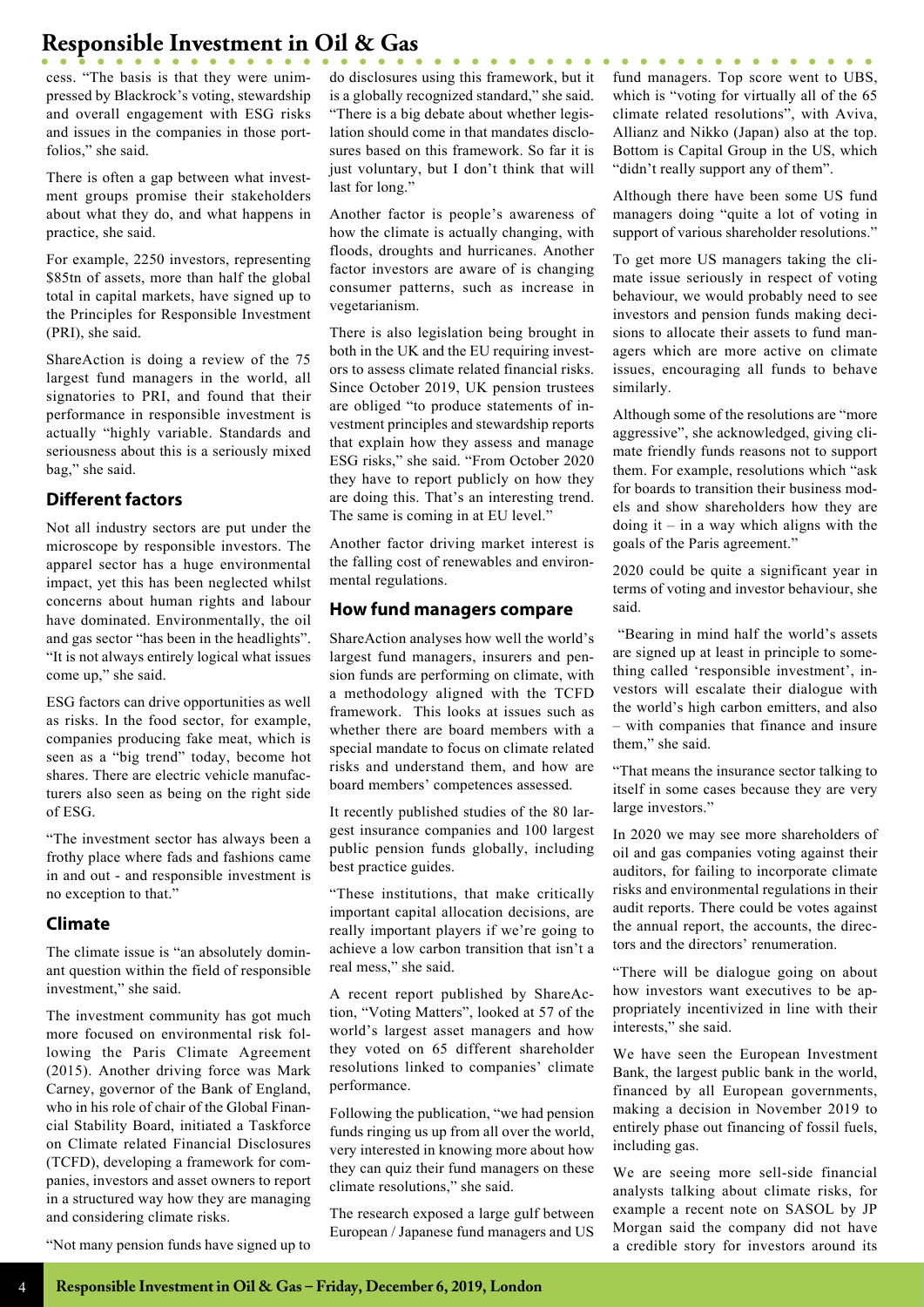cess. "The basis is that they were unimpressed by Blackrock's voting, stewardship and overall engagement with ESG risks and issues in the companies in those portfolios," she said.

There is often a gap between what investment groups promise their stakeholders about what they do, and what happens in practice, she said.

For example, 2250 investors, representing \$85tn of assets, more than half the global total in capital markets, have signed up to the Principles for Responsible Investment (PRI), she said.

ShareAction is doing a review of the 75 largest fund managers in the world, all signatories to PRI, and found that their performance in responsible investment is actually "highly variable. Standards and seriousness about this is a seriously mixed bag," she said.

### Different factors

Not all industry sectors are put under the microscope by responsible investors. The apparel sector has a huge environmental impact, yet this has been neglected whilst concerns about human rights and labour have dominated. Environmentally, the oil and gas sector "has been in the headlights". "It is not always entirely logical what issues come up," she said.

ESG factors can drive opportunities as well as risks. In the food sector, for example, companies producing fake meat, which is seen as a "big trend" today, become hot shares. There are electric vehicle manufacturers also seen as being on the right side of ESG.

"The investment sector has always been a frothy place where fads and fashions came in and out - and responsible investment is no exception to that."

### Climate

The climate issue is "an absolutely dominant question within the field of responsible investment," she said.

The investment community has got much more focused on environmental risk following the Paris Climate Agreement (2015). Another driving force was Mark Carney, governor of the Bank of England, who in his role of chair of the Global Financial Stability Board, initiated a Taskforce on Climate related Financial Disclosures (TCFD), developing a framework for companies, investors and asset owners to report in a structured way how they are managing and considering climate risks.

"Not many pension funds have signed up to do disclosures using this framework, but it is a globally recognized standard," she said. "There is a big debate about whether legislation should come in that mandates disclosures based on this framework. So far it is just voluntary, but I don't think that will last for long."

Another factor is people's awareness of how the climate is actually changing, with floods, droughts and hurricanes. Another factor investors are aware of is changing consumer patterns, such as increase in vegetarianism.

There is also legislation being brought in both in the UK and the EU requiring investors to assess climate related financial risks. Since October 2019, UK pension trustees are obliged "to produce statements of investment principles and stewardship reports that explain how they assess and manage ESG risks," she said. "From October 2020 they have to report publicly on how they are doing this. That's an interesting trend. The same is coming in at EU level."

Another factor driving market interest is the falling cost of renewables and environmental regulations.

### How fund managers compare

ShareAction analyses how well the world's largest fund managers, insurers and pension funds are performing on climate, with a methodology aligned with the TCFD framework. This looks at issues such as whether there are board members with a special mandate to focus on climate related risks and understand them, and how are board members' competences assessed.

It recently published studies of the 80 largest insurance companies and 100 largest public pension funds globally, including best practice guides.

"These institutions, that make critically important capital allocation decisions, are really important players if we're going to achieve a low carbon transition that isn't a real mess," she said.

A recent report published by ShareAction, "Voting Matters", looked at 57 of the world's largest asset managers and how they voted on 65 different shareholder resolutions linked to companies' climate performance.

Following the publication, "we had pension funds ringing us up from all over the world, very interested in knowing more about how they can quiz their fund managers on these climate resolutions," she said.

The research exposed a large gulf between European / Japanese fund managers and US fund managers. Top score went to UBS, which is "voting for virtually all of the 65 climate related resolutions", with Aviva, Allianz and Nikko (Japan) also at the top. Bottom is Capital Group in the US, which "didn't really support any of them".

Although there have been some US fund managers doing "quite a lot of voting in support of various shareholder resolutions."

To get more US managers taking the climate issue seriously in respect of voting behaviour, we would probably need to see investors and pension funds making decisions to allocate their assets to fund managers which are more active on climate issues, encouraging all funds to behave similarly.

Although some of the resolutions are "more aggressive", she acknowledged, giving climate friendly funds reasons not to support them. For example, resolutions which "ask for boards to transition their business models and show shareholders how they are doing it – in a way which aligns with the goals of the Paris agreement."

2020 could be quite a significant year in terms of voting and investor behaviour, she said.

"Bearing in mind half the world's assets are signed up at least in principle to something called 'responsible investment', investors will escalate their dialogue with the world's high carbon emitters, and also – with companies that finance and insure them," she said.

"That means the insurance sector talking to itself in some cases because they are very large investors."

In 2020 we may see more shareholders of oil and gas companies voting against their auditors, for failing to incorporate climate risks and environmental regulations in their audit reports. There could be votes against the annual report, the accounts, the directors and the directors' renumeration.

"There will be dialogue going on about how investors want executives to be appropriately incentivized in line with their interests," she said.

We have seen the European Investment Bank, the largest public bank in the world, financed by all European governments, making a decision in November 2019 to entirely phase out financing of fossil fuels, including gas.

We are seeing more sell-side financial analysts talking about climate risks, for example a recent note on SASOL by JP Morgan said the company did not have a credible story for investors around its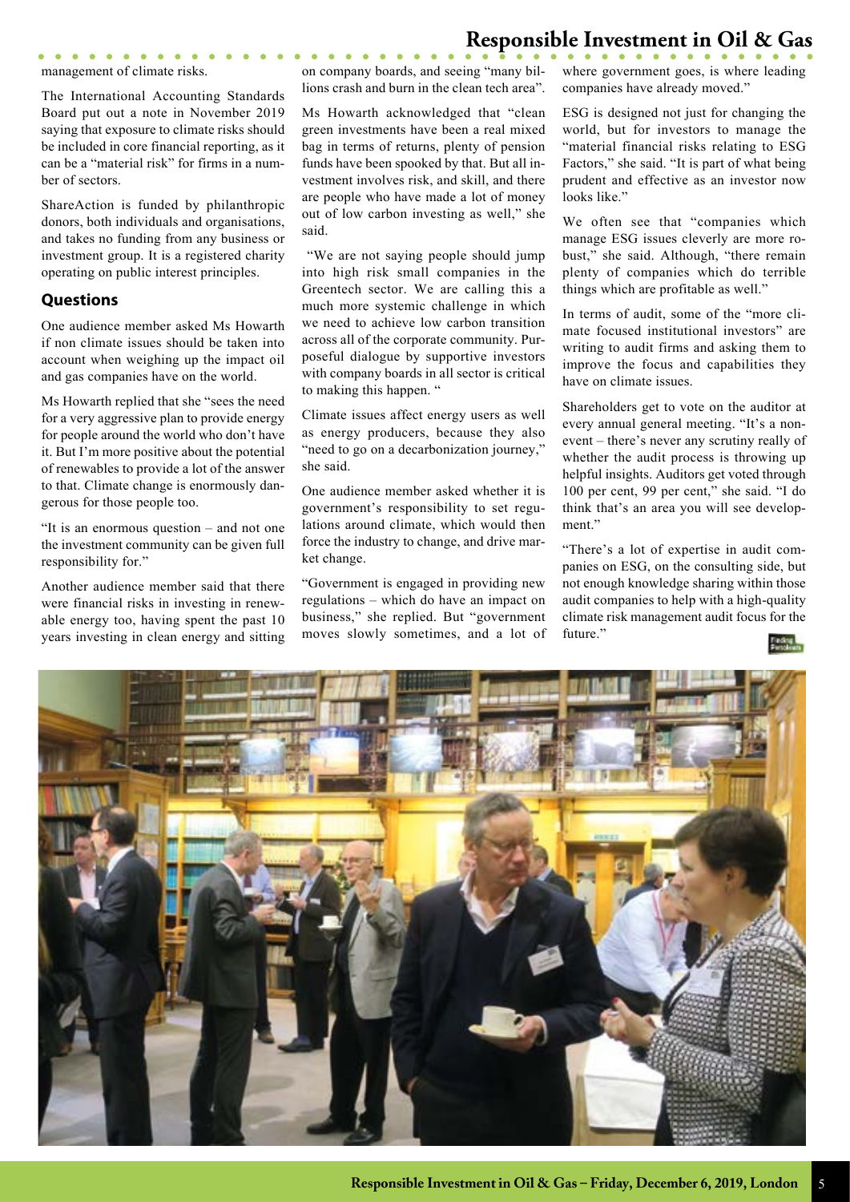management of climate risks.

The International Accounting Standards Board put out a note in November 2019 saying that exposure to climate risks should be included in core financial reporting, as it can be a "material risk" for firms in a number of sectors.

ShareAction is funded by philanthropic donors, both individuals and organisations, and takes no funding from any business or investment group. It is a registered charity operating on public interest principles.

## Questions

One audience member asked Ms Howarth if non climate issues should be taken into account when weighing up the impact oil and gas companies have on the world.

Ms Howarth replied that she "sees the need for a very aggressive plan to provide energy for people around the world who don't have it. But I'm more positive about the potential of renewables to provide a lot of the answer to that. Climate change is enormously dangerous for those people too.

"It is an enormous question – and not one the investment community can be given full responsibility for."

Another audience member said that there were financial risks in investing in renewable energy too, having spent the past 10 years investing in clean energy and sitting on company boards, and seeing "many billions crash and burn in the clean tech area".

Ms Howarth acknowledged that "clean green investments have been a real mixed bag in terms of returns, plenty of pension funds have been spooked by that. But all investment involves risk, and skill, and there are people who have made a lot of money out of low carbon investing as well," she said.

"We are not saying people should jump into high risk small companies in the Greentech sector. We are calling this a much more systemic challenge in which we need to achieve low carbon transition across all of the corporate community. Purposeful dialogue by supportive investors with company boards in all sector is critical to making this happen. "

Climate issues affect energy users as well as energy producers, because they also "need to go on a decarbonization journey," she said.

One audience member asked whether it is government's responsibility to set regulations around climate, which would then force the industry to change, and drive market change.

"Government is engaged in providing new regulations – which do have an impact on business," she replied. But "government moves slowly sometimes, and a lot of where government goes, is where leading companies have already moved."

ESG is designed not just for changing the world, but for investors to manage the "material financial risks relating to ESG Factors," she said. "It is part of what being prudent and effective as an investor now looks like."

We often see that "companies which manage ESG issues cleverly are more robust," she said. Although, "there remain plenty of companies which do terrible things which are profitable as well."

In terms of audit, some of the "more climate focused institutional investors" are writing to audit firms and asking them to improve the focus and capabilities they have on climate issues.

Shareholders get to vote on the auditor at every annual general meeting. "It's a non-event – there's never any scrutiny really of whether the audit process is throwing up helpful insights. Auditors get voted through 100 per cent, 99 per cent," she said. "I do think that's an area you will see development."

"There's a lot of expertise in audit companies on ESG, on the consulting side, but not enough knowledge sharing within those audit companies to help with a high-quality climate risk management audit focus for the future."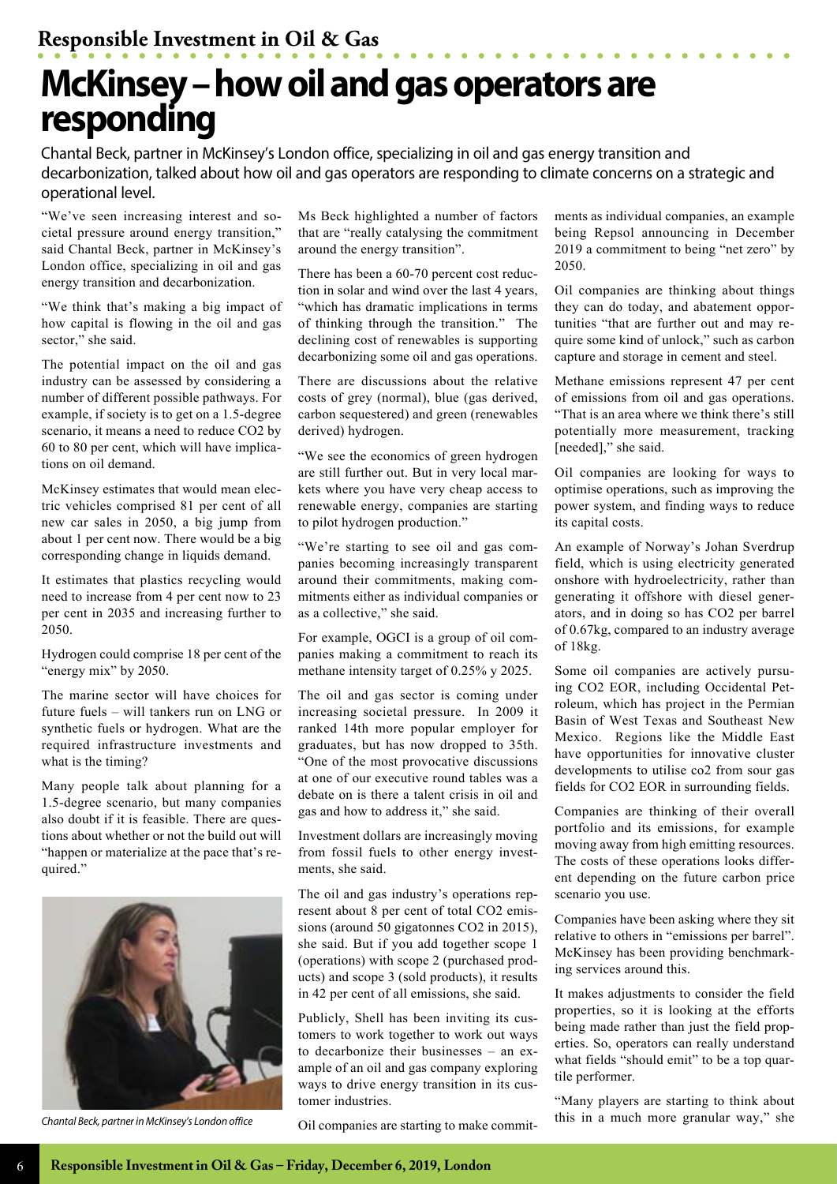# McKinsey – how oil and gas operators are responding

Chantal Beck, partner in McKinsey's London office, specializing in oil and gas energy transition and decarbonization, talked about how oil and gas operators are responding to climate concerns on a strategic and operational level.

"We've seen increasing interest and societal pressure around energy transition," said Chantal Beck, partner in McKinsey's London office, specializing in oil and gas energy transition and decarbonization.

"We think that's making a big impact of how capital is flowing in the oil and gas sector," she said.

The potential impact on the oil and gas industry can be assessed by considering a number of different possible pathways. For example, if society is to get on a 1.5-degree scenario, it means a need to reduce $CO_2$ by 60 to 80 per cent, which will have implications on oil demand.

McKinsey estimates that would mean electric vehicles comprised 81 per cent of all new car sales in 2050, a big jump from about 1 per cent now. There would be a big corresponding change in liquids demand.

It estimates that plastics recycling would need to increase from 4 per cent now to 23 per cent in 2035 and increasing further to 2050.

Hydrogen could comprise 18 per cent of the "energy mix" by 2050.

The marine sector will have choices for future fuels – will tankers run on LNG or synthetic fuels or hydrogen. What are the required infrastructure investments and what is the timing?

Many people talk about planning for a 1.5-degree scenario, but many companies also doubt if it is feasible. There are questions about whether or not the build out will "happen or materialize at the pace that's required."

*Chantal Beck, partner in McKinsey's London office*

Ms Beck highlighted a number of factors that are "really catalysing the commitment around the energy transition".

There has been a 60-70 percent cost reduction in solar and wind over the last 4 years, "which has dramatic implications in terms of thinking through the transition." The declining cost of renewables is supporting decarbonizing some oil and gas operations.

There are discussions about the relative costs of grey (normal), blue (gas derived, carbon sequestered) and green (renewables derived) hydrogen.

"We see the economics of green hydrogen are still further out. But in very local markets where you have very cheap access to renewable energy, companies are starting to pilot hydrogen production."

"We're starting to see oil and gas companies becoming increasingly transparent around their commitments, making commitments either as individual companies or as a collective," she said.

For example, OGCI is a group of oil companies making a commitment to reach its methane intensity target of 0.25% y 2025.

The oil and gas sector is coming under increasing societal pressure. In 2009 it ranked 14th more popular employer for graduates, but has now dropped to 35th. "One of the most provocative discussions at one of our executive round tables was a debate on is there a talent crisis in oil and gas and how to address it," she said.

Investment dollars are increasingly moving from fossil fuels to other energy investments, she said.

The oil and gas industry's operations represent about 8 per cent of total $CO_2$ emissions (around 50 gigatonnes $CO_2$ in 2015), she said. But if you add together scope 1 (operations) with scope 2 (purchased products) and scope 3 (sold products), it results in 42 per cent of all emissions, she said.

Publicly, Shell has been inviting its customers to work together to work out ways to decarbonize their businesses – an example of an oil and gas company exploring ways to drive energy transition in its customer industries.

Oil companies are starting to make commitments as individual companies, an example being Repsol announcing in December 2019 a commitment to being "net zero" by 2050.

Oil companies are thinking about things they can do today, and abatement opportunities "that are further out and may require some kind of unlock," such as carbon capture and storage in cement and steel.

Methane emissions represent 47 per cent of emissions from oil and gas operations. "That is an area where we think there's still potentially more measurement, tracking [needed]," she said.

Oil companies are looking for ways to optimise operations, such as improving the power system, and finding ways to reduce its capital costs.

An example of Norway's Johan Sverdrup field, which is using electricity generated onshore with hydroelectricity, rather than generating it offshore with diesel generators, and in doing so has $CO_2$ per barrel of 0.67kg, compared to an industry average of 18kg.

Some oil companies are actively pursuing $CO_2$ EOR, including Occidental Petroleum, which has project in the Permian Basin of West Texas and Southeast New Mexico. Regions like the Middle East have opportunities for innovative cluster developments to utilise co2 from sour gas fields for $CO_2$ EOR in surrounding fields.

Companies are thinking of their overall portfolio and its emissions, for example moving away from high emitting resources. The costs of these operations looks different depending on the future carbon price scenario you use.

Companies have been asking where they sit relative to others in "emissions per barrel". McKinsey has been providing benchmarking services around this.

It makes adjustments to consider the field properties, so it is looking at the efforts being made rather than just the field properties. So, operators can really understand what fields "should emit" to be a top quartile performer.

"Many players are starting to think about this in a much more granular way," she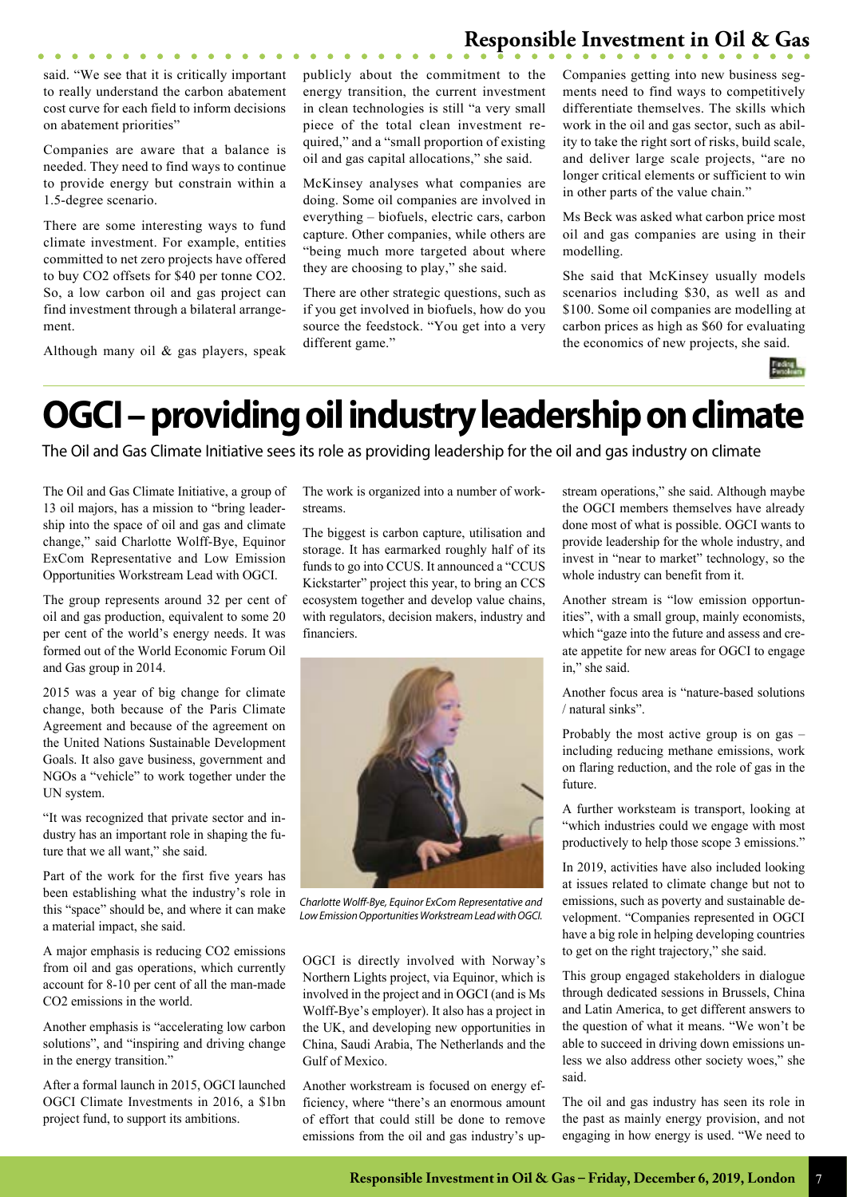said. "We see that it is critically important to really understand the carbon abatement cost curve for each field to inform decisions on abatement priorities"

Companies are aware that a balance is needed. They need to find ways to continue to provide energy but constrain within a 1.5-degree scenario.

There are some interesting ways to fund climate investment. For example, entities committed to net zero projects have offered to buy $CO_2$ offsets for $40 per tonne $CO_2$. So, a low carbon oil and gas project can find investment through a bilateral arrangement.

Although many oil & gas players, speak publicly about the commitment to the energy transition, the current investment in clean technologies is still "a very small piece of the total clean investment required," and a "small proportion of existing oil and gas capital allocations," she said.

McKinsey analyses what companies are doing. Some oil companies are involved in everything – biofuels, electric cars, carbon capture. Other companies, while others are "being much more targeted about where they are choosing to play," she said.

There are other strategic questions, such as if you get involved in biofuels, how do you source the feedstock. "You get into a very different game."

Companies getting into new business segments need to find ways to competitively differentiate themselves. The skills which work in the oil and gas sector, such as ability to take the right sort of risks, build scale, and deliver large scale projects, "are no longer critical elements or sufficient to win in other parts of the value chain."

Ms Beck was asked what carbon price most oil and gas companies are using in their modelling.

She said that McKinsey usually models scenarios including $30, as well as and $100. Some oil companies are modelling at carbon prices as high as $60 for evaluating the economics of new projects, she said.

# OGCI – providing oil industry leadership on climate

The Oil and Gas Climate Initiative sees its role as providing leadership for the oil and gas industry on climate

The Oil and Gas Climate Initiative, a group of 13 oil majors, has a mission to "bring leadership into the space of oil and gas and climate change," said Charlotte Wolff-Bye, Equinor ExCom Representative and Low Emission Opportunities Workstream Lead with OGCI.

The group represents around 32 per cent of oil and gas production, equivalent to some 20 per cent of the world's energy needs. It was formed out of the World Economic Forum Oil and Gas group in 2014.

2015 was a year of big change for climate change, both because of the Paris Climate Agreement and because of the agreement on the United Nations Sustainable Development Goals. It also gave business, government and NGOs a "vehicle" to work together under the UN system.

"It was recognized that private sector and industry has an important role in shaping the future that we all want," she said.

Part of the work for the first five years has been establishing what the industry's role in this "space" should be, and where it can make a material impact, she said.

A major emphasis is reducing $CO_2$ emissions from oil and gas operations, which currently account for 8-10 per cent of all the man-made $CO_2$ emissions in the world.

Another emphasis is "accelerating low carbon solutions", and "inspiring and driving change in the energy transition."

After a formal launch in 2015, OGCI launched OGCI Climate Investments in 2016, a $1bn project fund, to support its ambitions.

The work is organized into a number of workstreams.

The biggest is carbon capture, utilisation and storage. It has earmarked roughly half of its funds to go into CCUS. It announced a "CCUS Kickstarter" project this year, to bring an CCS ecosystem together and develop value chains, with regulators, decision makers, industry and financiers.

*Charlotte Wolff-Bye, Equinor ExCom Representative and Low Emission Opportunities Workstream Lead with OGCI.*

OGCI is directly involved with Norway's Northern Lights project, via Equinor, which is involved in the project and in OGCI (and is Ms Wolff-Bye's employer). It also has a project in the UK, and developing new opportunities in China, Saudi Arabia, The Netherlands and the Gulf of Mexico.

Another workstream is focused on energy efficiency, where "there's an enormous amount of effort that could still be done to remove emissions from the oil and gas industry's upstream operations," she said. Although maybe the OGCI members themselves have already done most of what is possible. OGCI wants to provide leadership for the whole industry, and invest in "near to market" technology, so the whole industry can benefit from it.

Another stream is "low emission opportunities", with a small group, mainly economists, which "gaze into the future and assess and create appetite for new areas for OGCI to engage in," she said.

Another focus area is "nature-based solutions / natural sinks".

Probably the most active group is on gas – including reducing methane emissions, work on flaring reduction, and the role of gas in the future.

A further worksteam is transport, looking at "which industries could we engage with most productively to help those scope 3 emissions."

In 2019, activities have also included looking at issues related to climate change but not to emissions, such as poverty and sustainable development. "Companies represented in OGCI have a big role in helping developing countries to get on the right trajectory," she said.

This group engaged stakeholders in dialogue through dedicated sessions in Brussels, China and Latin America, to get different answers to the question of what it means. "We won't be able to succeed in driving down emissions unless we also address other society woes," she said.

The oil and gas industry has seen its role in the past as mainly energy provision, and not engaging in how energy is used. "We need to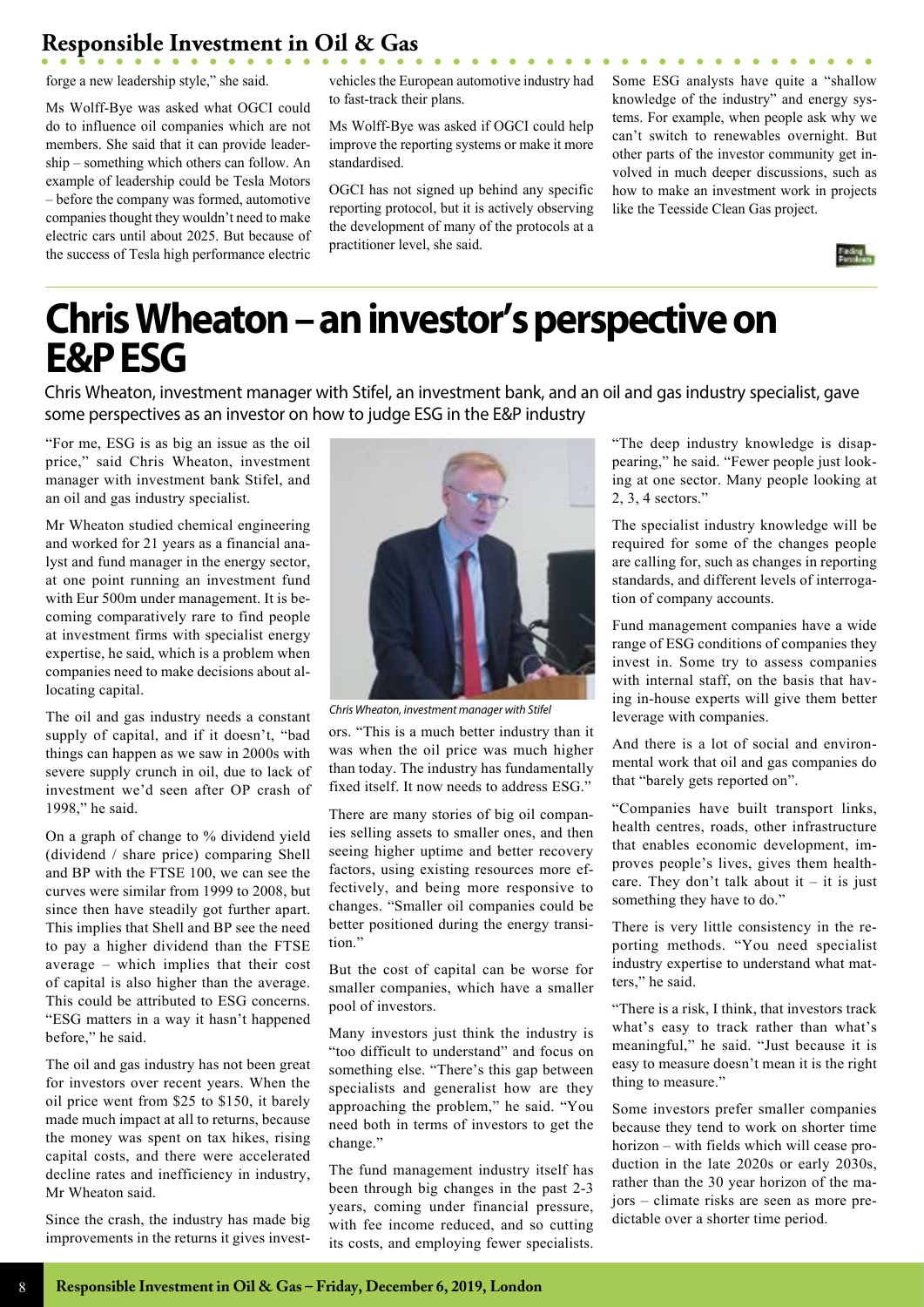forge a new leadership style," she said.

Ms Wolff-Bye was asked what OGCI could do to influence oil companies which are not members. She said that it can provide leadership – something which others can follow. An example of leadership could be Tesla Motors – before the company was formed, automotive companies thought they wouldn't need to make electric cars until about 2025. But because of the success of Tesla high performance electric vehicles the European automotive industry had to fast-track their plans.

Ms Wolff-Bye was asked if OGCI could help improve the reporting systems or make it more standardised.

OGCI has not signed up behind any specific reporting protocol, but it is actively observing the development of many of the protocols at a practitioner level, she said.

Some ESG analysts have quite a "shallow knowledge of the industry" and energy systems. For example, when people ask why we can't switch to renewables overnight. But other parts of the investor community get involved in much deeper discussions, such as how to make an investment work in projects like the Teesside Clean Gas project.

# Chris Wheaton – an investor's perspective on E&P ESG

Chris Wheaton, investment manager with Stifel, an investment bank, and an oil and gas industry specialist, gave some perspectives as an investor on how to judge ESG in the E&P industry

"For me, ESG is as big an issue as the oil price," said Chris Wheaton, investment manager with investment bank Stifel, and an oil and gas industry specialist.

Mr Wheaton studied chemical engineering and worked for 21 years as a financial analyst and fund manager in the energy sector, at one point running an investment fund with Eur 500m under management. It is becoming comparatively rare to find people at investment firms with specialist energy expertise, he said, which is a problem when companies need to make decisions about allocating capital.

The oil and gas industry needs a constant supply of capital, and if it doesn't, "bad things can happen as we saw in 2000s with severe supply crunch in oil, due to lack of investment we'd seen after OP crash of 1998," he said.

On a graph of change to % dividend yield (dividend / share price) comparing Shell and BP with the FTSE 100, we can see the curves were similar from 1999 to 2008, but since then have steadily got further apart. This implies that Shell and BP see the need to pay a higher dividend than the FTSE average – which implies that their cost of capital is also higher than the average. This could be attributed to ESG concerns. "ESG matters in a way it hasn't happened before," he said.

The oil and gas industry has not been great for investors over recent years. When the oil price went from $25 to $150, it barely made much impact at all to returns, because the money was spent on tax hikes, rising capital costs, and there were accelerated decline rates and inefficiency in industry, Mr Wheaton said.

Since the crash, the industry has made big improvements in the returns it gives investors. "This is a much better industry than it was when the oil price was much higher than today. The industry has fundamentally fixed itself. It now needs to address ESG."

*Chris Wheaton, investment manager with Stifel*

There are many stories of big oil companies selling assets to smaller ones, and then seeing higher uptime and better recovery factors, using existing resources more effectively, and being more responsive to changes. "Smaller oil companies could be better positioned during the energy transition."

But the cost of capital can be worse for smaller companies, which have a smaller pool of investors.

Many investors just think the industry is "too difficult to understand" and focus on something else. "There's this gap between specialists and generalist how are they approaching the problem," he said. "You need both in terms of investors to get the change."

The fund management industry itself has been through big changes in the past 2-3 years, coming under financial pressure, with fee income reduced, and so cutting its costs, and employing fewer specialists.

"The deep industry knowledge is disappearing," he said. "Fewer people just looking at one sector. Many people looking at 2, 3, 4 sectors."

The specialist industry knowledge will be required for some of the changes people are calling for, such as changes in reporting standards, and different levels of interrogation of company accounts.

Fund management companies have a wide range of ESG conditions of companies they invest in. Some try to assess companies with internal staff, on the basis that having in-house experts will give them better leverage with companies.

And there is a lot of social and environmental work that oil and gas companies do that "barely gets reported on".

"Companies have built transport links, health centres, roads, other infrastructure that enables economic development, improves people's lives, gives them healthcare. They don't talk about it – it is just something they have to do."

There is very little consistency in the reporting methods. "You need specialist industry expertise to understand what matters," he said.

"There is a risk, I think, that investors track what's easy to track rather than what's meaningful," he said. "Just because it is easy to measure doesn't mean it is the right thing to measure."

Some investors prefer smaller companies because they tend to work on shorter time horizon – with fields which will cease production in the late 2020s or early 2030s, rather than the 30 year horizon of the majors – climate risks are seen as more predictable over a shorter time period.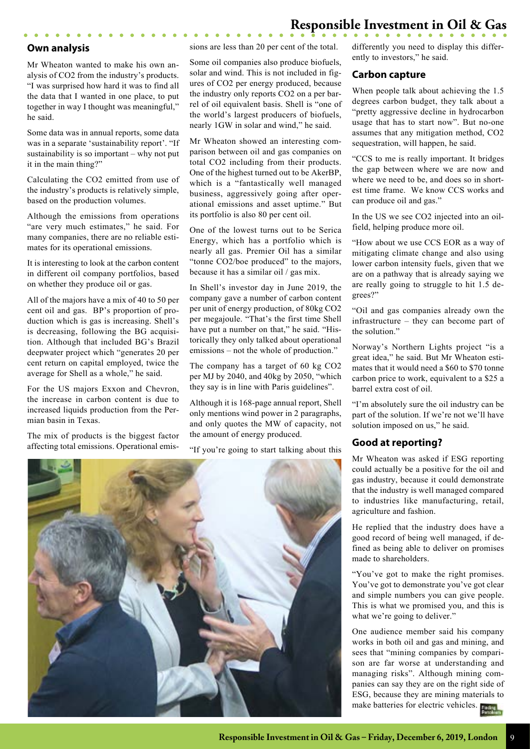## Own analysis

Mr Wheaton wanted to make his own analysis of $CO_2$ from the industry's products. "I was surprised how hard it was to find all the data that I wanted in one place, to put together in way I thought was meaningful," he said.

Some data was in annual reports, some data was in a separate 'sustainability report'. "If sustainability is so important – why not put it in the main thing?"

Calculating the $CO_2$ emitted from use of the industry's products is relatively simple, based on the production volumes.

Although the emissions from operations "are very much estimates," he said. For many companies, there are no reliable estimates for its operational emissions.

It is interesting to look at the carbon content in different oil company portfolios, based on whether they produce oil or gas.

All of the majors have a mix of 40 to 50 per cent oil and gas. BP's proportion of production which is gas is increasing. Shell's is decreasing, following the BG acquisition. Although that included BG's Brazil deepwater project which "generates 20 per cent return on capital employed, twice the average for Shell as a whole," he said.

For the US majors Exxon and Chevron, the increase in carbon content is due to increased liquids production from the Permian basin in Texas.

The mix of products is the biggest factor affecting total emissions. Operational emissions are less than 20 per cent of the total.

Some oil companies also produce biofuels, solar and wind. This is not included in figures of $CO_2$ per energy produced, because the industry only reports $CO_2$ on a per barrel of oil equivalent basis. Shell is "one of the world's largest producers of biofuels, nearly 1GW in solar and wind," he said.

Mr Wheaton showed an interesting comparison between oil and gas companies on total $CO_2$ including from their products. One of the highest turned out to be AkerBP, which is a "fantastically well managed business, aggressively going after operational emissions and asset uptime." But its portfolio is also 80 per cent oil.

One of the lowest turns out to be Serica Energy, which has a portfolio which is nearly all gas. Premier Oil has a similar "tonne $CO_2$/boe produced" to the majors, because it has a similar oil / gas mix.

In Shell's investor day in June 2019, the company gave a number of carbon content per unit of energy production, of 80kg $CO_2$ per megajoule. "That's the first time Shell have put a number on that," he said. "Historically they only talked about operational emissions – not the whole of production."

The company has a target of 60 kg $CO_2$ per MJ by 2040, and 40kg by 2050, "which they say is in line with Paris guidelines".

Although it is 168-page annual report, Shell only mentions wind power in 2 paragraphs, and only quotes the MW of capacity, not the amount of energy produced.

"If you're going to start talking about this differently you need to display this differently to investors," he said.

## Carbon capture

When people talk about achieving the 1.5 degrees carbon budget, they talk about a "pretty aggressive decline in hydrocarbon usage that has to start now". But no-one assumes that any mitigation method, $CO_2$ sequestration, will happen, he said.

"CCS to me is really important. It bridges the gap between where we are now and where we need to be, and does so in shortest time frame. We know CCS works and can produce oil and gas."

In the US we see $CO_2$ injected into an oilfield, helping produce more oil.

"How about we use CCS EOR as a way of mitigating climate change and also using lower carbon intensity fuels, given that we are on a pathway that is already saying we are really going to struggle to hit 1.5 degrees?"

"Oil and gas companies already own the infrastructure – they can become part of the solution."

Norway's Northern Lights project "is a great idea," he said. But Mr Wheaton estimates that it would need a \$60 to \$70 tonne carbon price to work, equivalent to a \$25 a barrel extra cost of oil.

"I'm absolutely sure the oil industry can be part of the solution. If we're not we'll have solution imposed on us," he said.

## Good at reporting?

Mr Wheaton was asked if ESG reporting could actually be a positive for the oil and gas industry, because it could demonstrate that the industry is well managed compared to industries like manufacturing, retail, agriculture and fashion.

He replied that the industry does have a good record of being well managed, if defined as being able to deliver on promises made to shareholders.

"You've got to make the right promises. You've got to demonstrate you've got clear and simple numbers you can give people. This is what we promised you, and this is what we're going to deliver."

One audience member said his company works in both oil and gas and mining, and sees that "mining companies by comparison are far worse at understanding and managing risks". Although mining companies can say they are on the right side of ESG, because they are mining materials to make batteries for electric vehicles.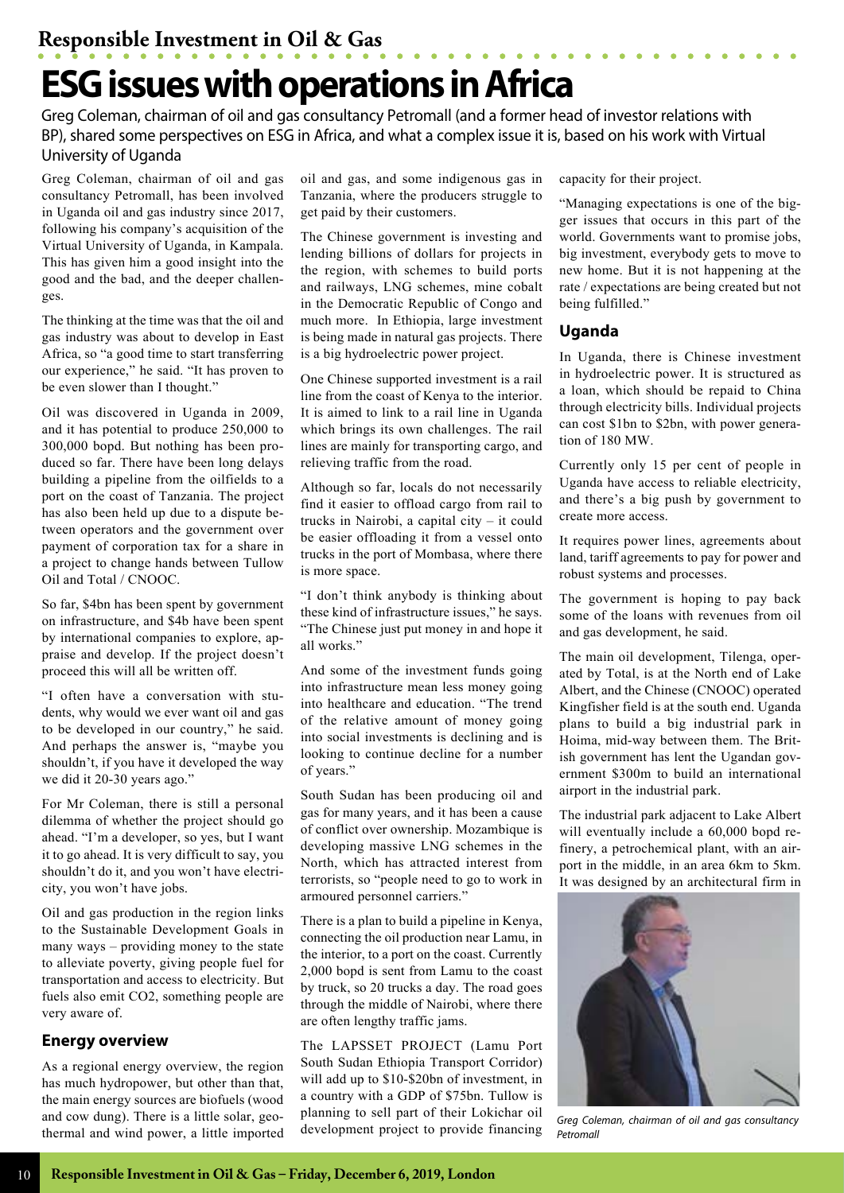# ESG issues with operations in Africa

Greg Coleman, chairman of oil and gas consultancy Petromall (and a former head of investor relations with BP), shared some perspectives on ESG in Africa, and what a complex issue it is, based on his work with Virtual University of Uganda

Greg Coleman, chairman of oil and gas consultancy Petromall, has been involved in Uganda oil and gas industry since 2017, following his company's acquisition of the Virtual University of Uganda, in Kampala. This has given him a good insight into the good and the bad, and the deeper challenges.

The thinking at the time was that the oil and gas industry was about to develop in East Africa, so "a good time to start transferring our experience," he said. "It has proven to be even slower than I thought."

Oil was discovered in Uganda in 2009, and it has potential to produce 250,000 to 300,000 bopd. But nothing has been produced so far. There have been long delays building a pipeline from the oilfields to a port on the coast of Tanzania. The project has also been held up due to a dispute between operators and the government over payment of corporation tax for a share in a project to change hands between Tullow Oil and Total / CNOOC.

So far, $4bn has been spent by government on infrastructure, and $4b have been spent by international companies to explore, appraise and develop. If the project doesn't proceed this will all be written off.

"I often have a conversation with students, why would we ever want oil and gas to be developed in our country," he said. And perhaps the answer is, "maybe you shouldn't, if you have it developed the way we did it 20-30 years ago."

For Mr Coleman, there is still a personal dilemma of whether the project should go ahead. "I'm a developer, so yes, but I want it to go ahead. It is very difficult to say, you shouldn't do it, and you won't have electricity, you won't have jobs.

Oil and gas production in the region links to the Sustainable Development Goals in many ways – providing money to the state to alleviate poverty, giving people fuel for transportation and access to electricity. But fuels also emit $CO_2$, something people are very aware of.

### Energy overview

As a regional energy overview, the region has much hydropower, but other than that, the main energy sources are biofuels (wood and cow dung). There is a little solar, geothermal and wind power, a little imported oil and gas, and some indigenous gas in Tanzania, where the producers struggle to get paid by their customers.

The Chinese government is investing and lending billions of dollars for projects in the region, with schemes to build ports and railways, LNG schemes, mine cobalt in the Democratic Republic of Congo and much more. In Ethiopia, large investment is being made in natural gas projects. There is a big hydroelectric power project.

One Chinese supported investment is a rail line from the coast of Kenya to the interior. It is aimed to link to a rail line in Uganda which brings its own challenges. The rail lines are mainly for transporting cargo, and relieving traffic from the road.

Although so far, locals do not necessarily find it easier to offload cargo from rail to trucks in Nairobi, a capital city – it could be easier offloading it from a vessel onto trucks in the port of Mombasa, where there is more space.

"I don't think anybody is thinking about these kind of infrastructure issues," he says. "The Chinese just put money in and hope it all works."

And some of the investment funds going into infrastructure mean less money going into healthcare and education. "The trend of the relative amount of money going into social investments is declining and is looking to continue decline for a number of years."

South Sudan has been producing oil and gas for many years, and it has been a cause of conflict over ownership. Mozambique is developing massive LNG schemes in the North, which has attracted interest from terrorists, so "people need to go to work in armoured personnel carriers."

There is a plan to build a pipeline in Kenya, connecting the oil production near Lamu, in the interior, to a port on the coast. Currently 2,000 bopd is sent from Lamu to the coast by truck, so 20 trucks a day. The road goes through the middle of Nairobi, where there are often lengthy traffic jams.

The LAPSSET PROJECT (Lamu Port South Sudan Ethiopia Transport Corridor) will add up to $10-$20bn of investment, in a country with a GDP of $75bn. Tullow is planning to sell part of their Lokichar oil development project to provide financing capacity for their project.

"Managing expectations is one of the bigger issues that occurs in this part of the world. Governments want to promise jobs, big investment, everybody gets to move to new home. But it is not happening at the rate / expectations are being created but not being fulfilled."

### Uganda

In Uganda, there is Chinese investment in hydroelectric power. It is structured as a loan, which should be repaid to China through electricity bills. Individual projects can cost $1bn to $2bn, with power generation of 180 MW.

Currently only 15 per cent of people in Uganda have access to reliable electricity, and there's a big push by government to create more access.

It requires power lines, agreements about land, tariff agreements to pay for power and robust systems and processes.

The government is hoping to pay back some of the loans with revenues from oil and gas development, he said.

The main oil development, Tilenga, operated by Total, is at the North end of Lake Albert, and the Chinese (CNOOC) operated Kingfisher field is at the south end. Uganda plans to build a big industrial park in Hoima, mid-way between them. The British government has lent the Ugandan government $300m to build an international airport in the industrial park.

The industrial park adjacent to Lake Albert will eventually include a 60,000 bopd refinery, a petrochemical plant, with an airport in the middle, in an area 6km to 5km. It was designed by an architectural firm in

*Greg Coleman, chairman of oil and gas consultancy Petromall*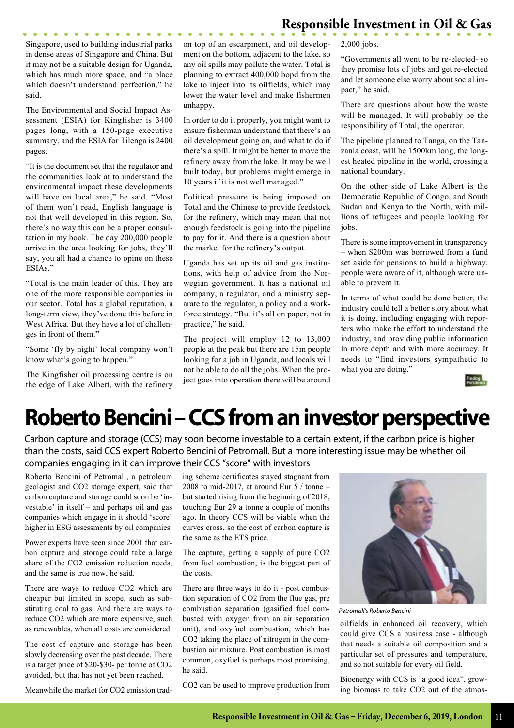Singapore, used to building industrial parks in dense areas of Singapore and China. But it may not be a suitable design for Uganda, which has much more space, and "a place which doesn't understand perfection," he said.

The Environmental and Social Impact Assessment (ESIA) for Kingfisher is 3400 pages long, with a 150-page executive summary, and the ESIA for Tilenga is 2400 pages.

"It is the document set that the regulator and the communities look at to understand the environmental impact these developments will have on local area," he said. "Most of them won't read, English language is not that well developed in this region. So, there's no way this can be a proper consultation in my book. The day 200,000 people arrive in the area looking for jobs, they'll say, you all had a chance to opine on these ESIAs."

"Total is the main leader of this. They are one of the more responsible companies in our sector. Total has a global reputation, a long-term view, they've done this before in West Africa. But they have a lot of challenges in front of them."

"Some 'fly by night' local company won't know what's going to happen."

The Kingfisher oil processing centre is on the edge of Lake Albert, with the refinery on top of an escarpment, and oil development on the bottom, adjacent to the lake, so any oil spills may pollute the water. Total is planning to extract 400,000 bopd from the lake to inject into its oilfields, which may lower the water level and make fishermen unhappy.

In order to do it properly, you might want to ensure fisherman understand that there's an oil development going on, and what to do if there's a spill. It might be better to move the refinery away from the lake. It may be well built today, but problems might emerge in 10 years if it is not well managed."

Political pressure is being imposed on Total and the Chinese to provide feedstock for the refinery, which may mean that not enough feedstock is going into the pipeline to pay for it. And there is a question about the market for the refinery's output.

Uganda has set up its oil and gas institutions, with help of advice from the Norwegian government. It has a national oil company, a regulator, and a ministry separate to the regulator, a policy and a workforce strategy. "But it's all on paper, not in practice," he said.

The project will employ 12 to 13,000 people at the peak but there are 15m people looking for a job in Uganda, and locals will not be able to do all the jobs. When the project goes into operation there will be around 2,000 jobs.

"Governments all went to be re-elected- so they promise lots of jobs and get re-elected and let someone else worry about social impact," he said.

There are questions about how the waste will be managed. It will probably be the responsibility of Total, the operator.

The pipeline planned to Tanga, on the Tanzania coast, will be 1500km long, the longest heated pipeline in the world, crossing a national boundary.

On the other side of Lake Albert is the Democratic Republic of Congo, and South Sudan and Kenya to the North, with millions of refugees and people looking for jobs.

There is some improvement in transparency – when \$200m was borrowed from a fund set aside for pensions to build a highway, people were aware of it, although were unable to prevent it.

In terms of what could be done better, the industry could tell a better story about what it is doing, including engaging with reporters who make the effort to understand the industry, and providing public information in more depth and with more accuracy. It needs to "find investors sympathetic to what you are doing."

# Roberto Bencini – CCS from an investor perspective

Carbon capture and storage (CCS) may soon become investable to a certain extent, if the carbon price is higher than the costs, said CCS expert Roberto Bencini of Petromall. But a more interesting issue may be whether oil companies engaging in it can improve their CCS "score" with investors

Roberto Bencini of Petromall, a petroleum geologist and $CO_2$ storage expert, said that carbon capture and storage could soon be 'investable' in itself – and perhaps oil and gas companies which engage in it should 'score' higher in ESG assessments by oil companies.

Power experts have seen since 2001 that carbon capture and storage could take a large share of the $CO_2$ emission reduction needs, and the same is true now, he said.

There are ways to reduce $CO_2$ which are cheaper but limited in scope, such as substituting coal to gas. And there are ways to reduce $CO_2$ which are more expensive, such as renewables, when all costs are considered.

The cost of capture and storage has been slowly decreasing over the past decade. There is a target price of \$20-\$30- per tonne of $CO_2$ avoided, but that has not yet been reached.

Meanwhile the market for $CO_2$ emission trading scheme certificates stayed stagnant from 2008 to mid-2017, at around Eur 5 / tonne – but started rising from the beginning of 2018, touching Eur 29 a tonne a couple of months ago. In theory CCS will be viable when the curves cross, so the cost of carbon capture is the same as the ETS price.

The capture, getting a supply of pure $CO_2$ from fuel combustion, is the biggest part of the costs.

There are three ways to do it - post combustion separation of $CO_2$ from the flue gas, pre combustion separation (gasified fuel combusted with oxygen from an air separation unit), and oxyfuel combustion, which has $CO_2$ taking the place of nitrogen in the combustion air mixture. Post combustion is most common, oxyfuel is perhaps most promising, he said.

$CO_2$ can be used to improve production from oilfields in enhanced oil recovery, which could give CCS a business case - although that needs a suitable oil composition and a particular set of pressures and temperature, and so not suitable for every oil field.

*Petromall's Roberto Bencini*

Bioenergy with CCS is "a good idea", growing biomass to take $CO_2$ out of the atmos-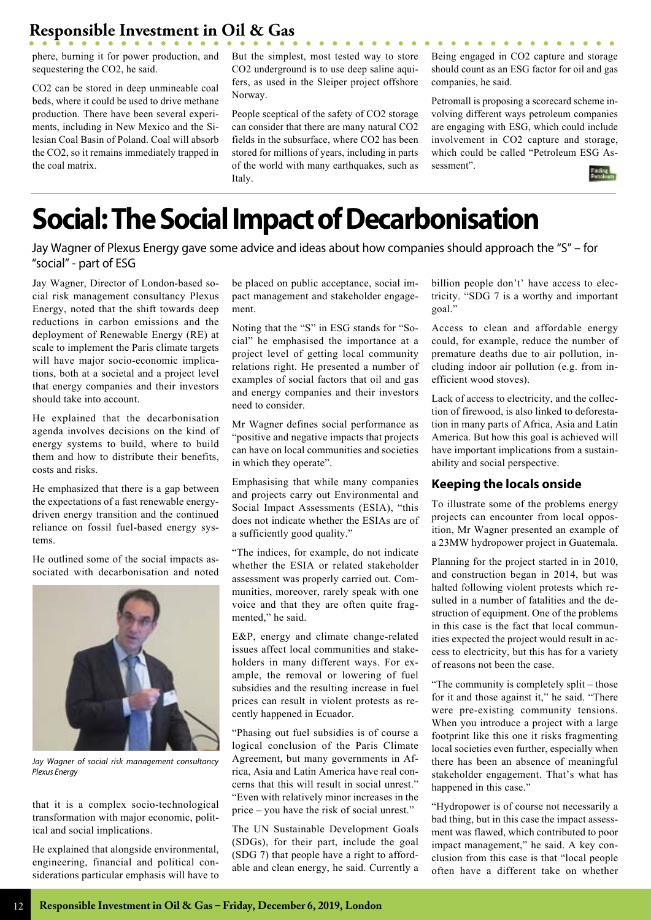phere, burning it for power production, and sequestering the $CO_2$, he said.

$CO_2$ can be stored in deep unmineable coal beds, where it could be used to drive methane production. There have been several experiments, including in New Mexico and the Silesian Coal Basin of Poland. Coal will absorb the $CO_2$, so it remains immediately trapped in the coal matrix.

But the simplest, most tested way to store $CO_2$ underground is to use deep saline aquifers, as used in the Sleiper project offshore Norway.

People sceptical of the safety of $CO_2$ storage can consider that there are many natural $CO_2$ fields in the subsurface, where $CO_2$ has been stored for millions of years, including in parts of the world with many earthquakes, such as Italy.

Being engaged in $CO_2$ capture and storage should count as an ESG factor for oil and gas companies, he said.

Petromall is proposing a scorecard scheme involving different ways petroleum companies are engaging with ESG, which could include involvement in $CO_2$ capture and storage, which could be called "Petroleum ESG Assessment".

# Social: The Social Impact of Decarbonisation

Jay Wagner of Plexus Energy gave some advice and ideas about how companies should approach the "S" – for "social" - part of ESG

Jay Wagner, Director of London-based social risk management consultancy Plexus Energy, noted that the shift towards deep reductions in carbon emissions and the deployment of Renewable Energy (RE) at scale to implement the Paris climate targets will have major socio-economic implications, both at a societal and a project level that energy companies and their investors should take into account.

He explained that the decarbonisation agenda involves decisions on the kind of energy systems to build, where to build them and how to distribute their benefits, costs and risks.

He emphasized that there is a gap between the expectations of a fast renewable energy-driven energy transition and the continued reliance on fossil fuel-based energy systems.

He outlined some of the social impacts associated with decarbonisation and noted that it is a complex socio-technological transformation with major economic, political and social implications.

*Jay Wagner of social risk management consultancy Plexus Energy*

He explained that alongside environmental, engineering, financial and political considerations particular emphasis will have to be placed on public acceptance, social impact management and stakeholder engagement.

Noting that the "S" in ESG stands for "Social" he emphasised the importance at a project level of getting local community relations right. He presented a number of examples of social factors that oil and gas and energy companies and their investors need to consider.

Mr Wagner defines social performance as "positive and negative impacts that projects can have on local communities and societies in which they operate".

Emphasising that while many companies and projects carry out Environmental and Social Impact Assessments (ESIA), "this does not indicate whether the ESIAs are of a sufficiently good quality."

"The indices, for example, do not indicate whether the ESIA or related stakeholder assessment was properly carried out. Communities, moreover, rarely speak with one voice and that they are often quite fragmented," he said.

E&P, energy and climate change-related issues affect local communities and stakeholders in many different ways. For example, the removal or lowering of fuel subsidies and the resulting increase in fuel prices can result in violent protests as recently happened in Ecuador.

"Phasing out fuel subsidies is of course a logical conclusion of the Paris Climate Agreement, but many governments in Africa, Asia and Latin America have real concerns that this will result in social unrest." "Even with relatively minor increases in the price – you have the risk of social unrest."

The UN Sustainable Development Goals (SDGs), for their part, include the goal (SDG 7) that people have a right to affordable and clean energy, he said. Currently a billion people don't' have access to electricity. "SDG 7 is a worthy and important goal."

Access to clean and affordable energy could, for example, reduce the number of premature deaths due to air pollution, including indoor air pollution (e.g. from inefficient wood stoves).

Lack of access to electricity, and the collection of firewood, is also linked to deforestation in many parts of Africa, Asia and Latin America. But how this goal is achieved will have important implications from a sustainability and social perspective.

## Keeping the locals onside

To illustrate some of the problems energy projects can encounter from local opposition, Mr Wagner presented an example of a 23MW hydropower project in Guatemala.

Planning for the project started in in 2010, and construction began in 2014, but was halted following violent protests which resulted in a number of fatalities and the destruction of equipment. One of the problems in this case is the fact that local communities expected the project would result in access to electricity, but this has for a variety of reasons not been the case.

"The community is completely split – those for it and those against it," he said. "There were pre-existing community tensions. When you introduce a project with a large footprint like this one it risks fragmenting local societies even further, especially when there has been an absence of meaningful stakeholder engagement. That's what has happened in this case."

"Hydropower is of course not necessarily a bad thing, but in this case the impact assessment was flawed, which contributed to poor impact management," he said. A key conclusion from this case is that "local people often have a different take on whether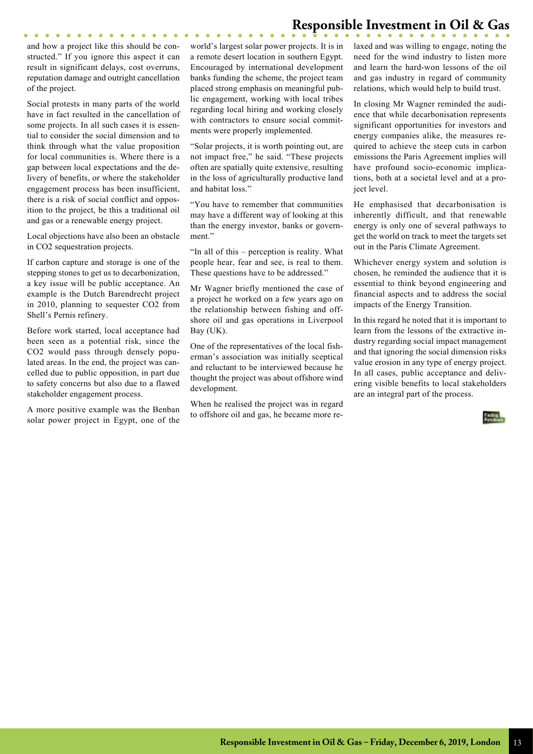and how a project like this should be constructed." If you ignore this aspect it can result in significant delays, cost overruns, reputation damage and outright cancellation of the project.

Social protests in many parts of the world have in fact resulted in the cancellation of some projects. In all such cases it is essential to consider the social dimension and to think through what the value proposition for local communities is. Where there is a gap between local expectations and the delivery of benefits, or where the stakeholder engagement process has been insufficient, there is a risk of social conflict and opposition to the project, be this a traditional oil and gas or a renewable energy project.

Local objections have also been an obstacle in $CO_2$ sequestration projects.

If carbon capture and storage is one of the stepping stones to get us to decarbonization, a key issue will be public acceptance. An example is the Dutch Barendrecht project in 2010, planning to sequester $CO_2$ from Shell's Pernis refinery.

Before work started, local acceptance had been seen as a potential risk, since the $CO_2$ would pass through densely populated areas. In the end, the project was cancelled due to public opposition, in part due to safety concerns but also due to a flawed stakeholder engagement process.

A more positive example was the Benban solar power project in Egypt, one of the world's largest solar power projects. It is in a remote desert location in southern Egypt. Encouraged by international development banks funding the scheme, the project team placed strong emphasis on meaningful public engagement, working with local tribes regarding local hiring and working closely with contractors to ensure social commitments were properly implemented.

"Solar projects, it is worth pointing out, are not impact free," he said. "These projects often are spatially quite extensive, resulting in the loss of agriculturally productive land and habitat loss."

"You have to remember that communities may have a different way of looking at this than the energy investor, banks or government."

"In all of this – perception is reality. What people hear, fear and see, is real to them. These questions have to be addressed."

Mr Wagner briefly mentioned the case of a project he worked on a few years ago on the relationship between fishing and offshore oil and gas operations in Liverpool Bay (UK).

One of the representatives of the local fisherman's association was initially sceptical and reluctant to be interviewed because he thought the project was about offshore wind development.

When he realised the project was in regard to offshore oil and gas, he became more relaxed and was willing to engage, noting the need for the wind industry to listen more and learn the hard-won lessons of the oil and gas industry in regard of community relations, which would help to build trust.

In closing Mr Wagner reminded the audience that while decarbonisation represents significant opportunities for investors and energy companies alike, the measures required to achieve the steep cuts in carbon emissions the Paris Agreement implies will have profound socio-economic implications, both at a societal level and at a project level.

He emphasised that decarbonisation is inherently difficult, and that renewable energy is only one of several pathways to get the world on track to meet the targets set out in the Paris Climate Agreement.

Whichever energy system and solution is chosen, he reminded the audience that it is essential to think beyond engineering and financial aspects and to address the social impacts of the Energy Transition.

In this regard he noted that it is important to learn from the lessons of the extractive industry regarding social impact management and that ignoring the social dimension risks value erosion in any type of energy project. In all cases, public acceptance and delivering visible benefits to local stakeholders are an integral part of the process.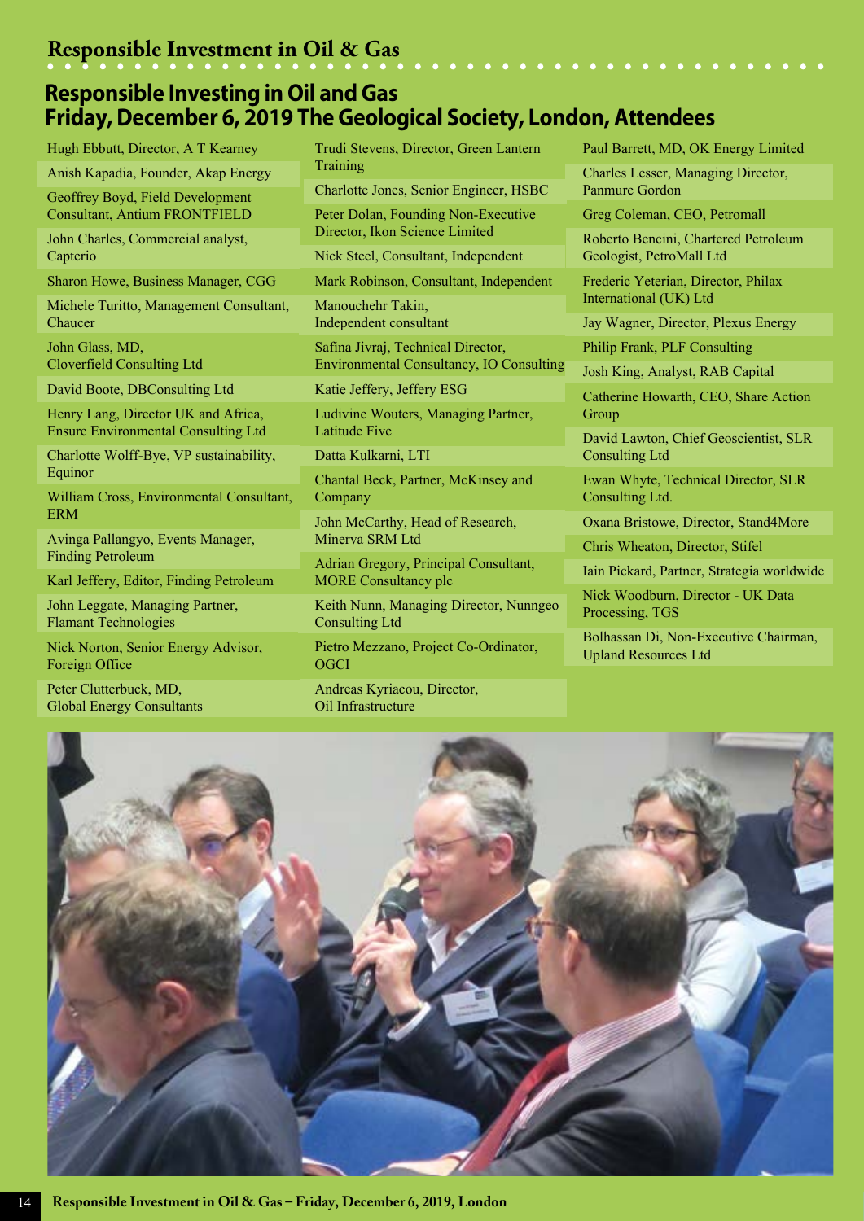## Responsible Investing in Oil and Gas
## Friday, December 6, 2019 The Geological Society, London, Attendees

- Hugh Ebbutt, Director, A T Kearney
- Anish Kapadia, Founder, Akap Energy
- Geoffrey Boyd, Field Development Consultant, Antium FRONTFIELD
- John Charles, Commercial analyst, Capterio
- Sharon Howe, Business Manager, CGG
- Michele Turitto, Management Consultant, Chaucer
- John Glass, MD, Cloverfield Consulting Ltd
- David Boote, DBConsulting Ltd
- Henry Lang, Director UK and Africa, Ensure Environmental Consulting Ltd
- Charlotte Wolff-Bye, VP sustainability, Equinor
- William Cross, Environmental Consultant, ERM
- Avinga Pallangyo, Events Manager, Finding Petroleum
- Karl Jeffery, Editor, Finding Petroleum
- John Leggate, Managing Partner, Flamant Technologies
- Nick Norton, Senior Energy Advisor, Foreign Office
- Peter Clutterbuck, MD, Global Energy Consultants
- Trudi Stevens, Director, Green Lantern Training
- Charlotte Jones, Senior Engineer, HSBC
- Peter Dolan, Founding Non-Executive Director, Ikon Science Limited
- Nick Steel, Consultant, Independent
- Mark Robinson, Consultant, Independent
- Manouchehr Takin, Independent consultant
- Safina Jivraj, Technical Director, Environmental Consultancy, IO Consulting
- Katie Jeffery, Jeffery ESG
- Ludivine Wouters, Managing Partner, Latitude Five
- Datta Kulkarni, LTI
- Chantal Beck, Partner, McKinsey and Company
- John McCarthy, Head of Research, Minerva SRM Ltd
- Adrian Gregory, Principal Consultant, MORE Consultancy plc
- Keith Nunn, Managing Director, Nunngeo Consulting Ltd
- Pietro Mezzano, Project Co-Ordinator, OGCI
- Andreas Kyriacou, Director, Oil Infrastructure
- Paul Barrett, MD, OK Energy Limited
- Charles Lesser, Managing Director, Panmure Gordon
- Greg Coleman, CEO, Petromall
- Roberto Bencini, Chartered Petroleum Geologist, PetroMall Ltd
- Frederic Yeterian, Director, Philax International (UK) Ltd
- Jay Wagner, Director, Plexus Energy
- Philip Frank, PLF Consulting
- Josh King, Analyst, RAB Capital
- Catherine Howarth, CEO, Share Action Group
- David Lawton, Chief Geoscientist, SLR Consulting Ltd
- Ewan Whyte, Technical Director, SLR Consulting Ltd.
- Oxana Bristowe, Director, Stand4More
- Chris Wheaton, Director, Stifel
- Iain Pickard, Partner, Strategia worldwide
- Nick Woodburn, Director - UK Data Processing, TGS
- Bolhassan Di, Non-Executive Chairman, Upland Resources Ltd